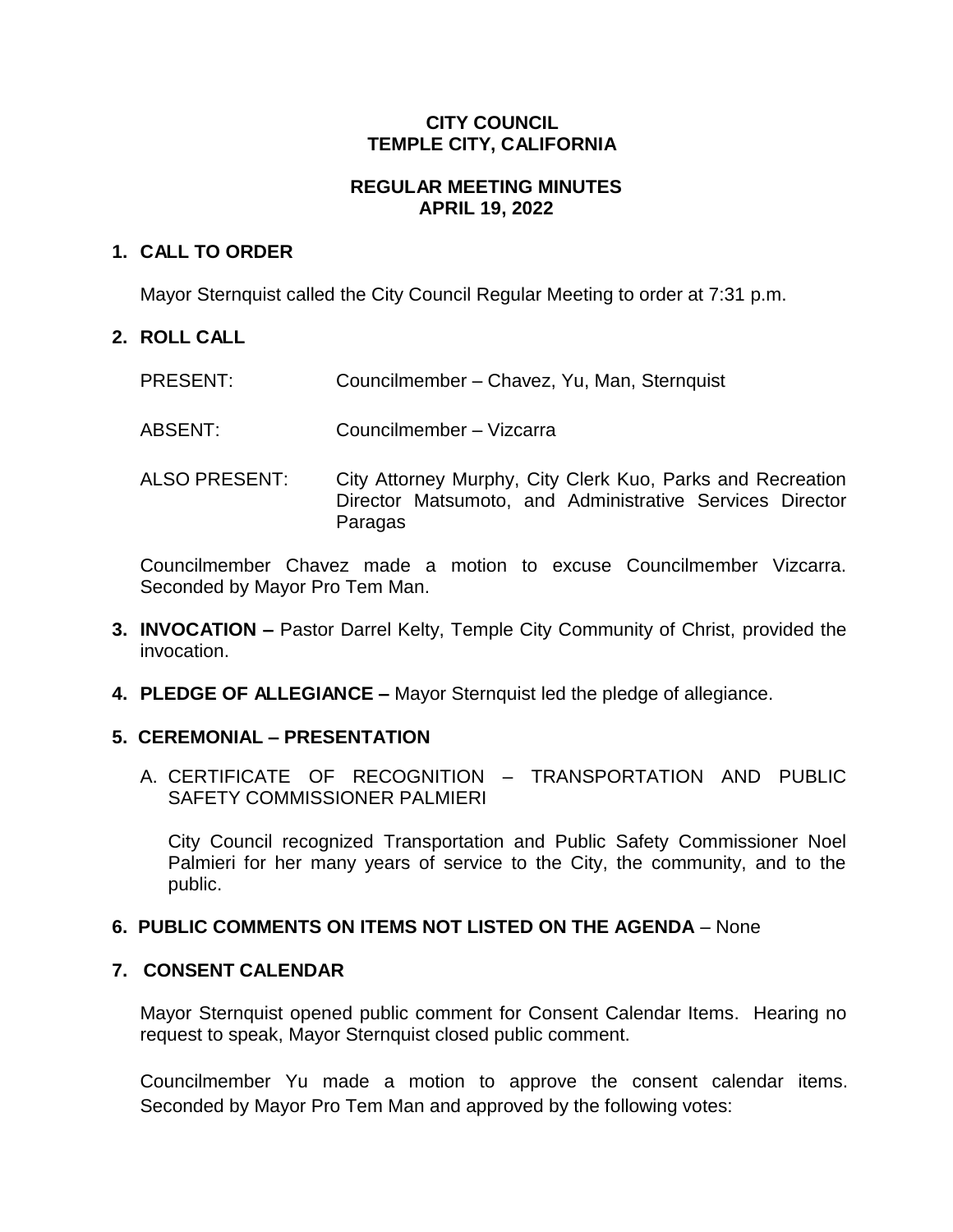# CITY COUNCIL
# TEMPLE CITY, CALIFORNIA

## REGULAR MEETING MINUTES
## APRIL 19, 2022

**1. CALL TO ORDER**

Mayor Sternquist called the City Council Regular Meeting to order at 7:31 p.m.

**2. ROLL CALL**

PRESENT: Councilmember – Chavez, Yu, Man, Sternquist

ABSENT: Councilmember – Vizcarra

ALSO PRESENT: City Attorney Murphy, City Clerk Kuo, Parks and Recreation Director Matsumoto, and Administrative Services Director Paragas

Councilmember Chavez made a motion to excuse Councilmember Vizcarra. Seconded by Mayor Pro Tem Man.

**3. INVOCATION –** Pastor Darrel Kelty, Temple City Community of Christ, provided the invocation.

**4. PLEDGE OF ALLEGIANCE –** Mayor Sternquist led the pledge of allegiance.

**5. CEREMONIAL – PRESENTATION**

A. CERTIFICATE OF RECOGNITION – TRANSPORTATION AND PUBLIC SAFETY COMMISSIONER PALMIERI

City Council recognized Transportation and Public Safety Commissioner Noel Palmieri for her many years of service to the City, the community, and to the public.

**6. PUBLIC COMMENTS ON ITEMS NOT LISTED ON THE AGENDA** – None

**7. CONSENT CALENDAR**

Mayor Sternquist opened public comment for Consent Calendar Items. Hearing no request to speak, Mayor Sternquist closed public comment.

Councilmember Yu made a motion to approve the consent calendar items. Seconded by Mayor Pro Tem Man and approved by the following votes: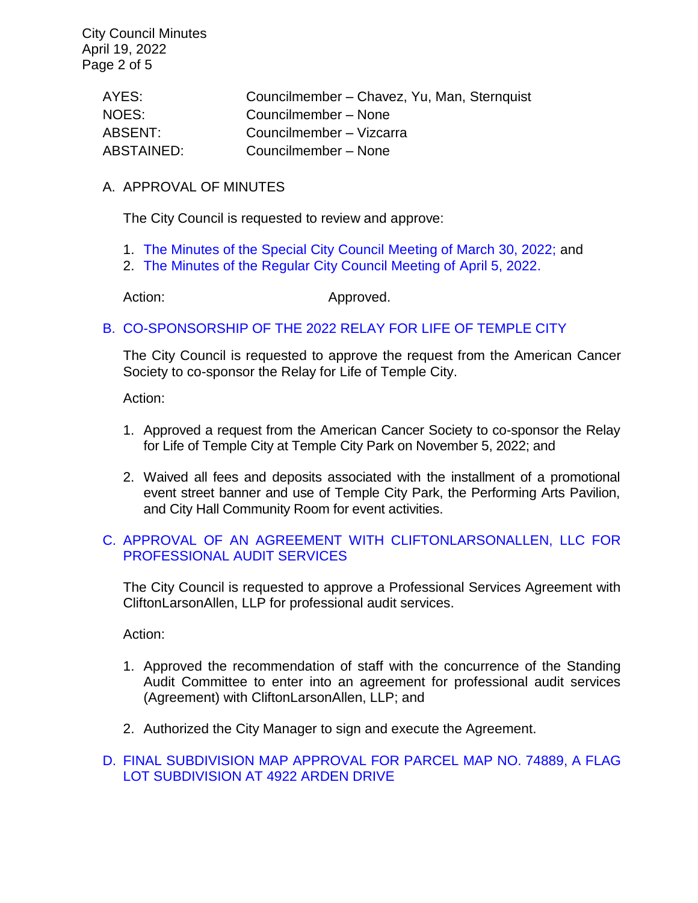| | |
|---|---|
| AYES: | Councilmember – Chavez, Yu, Man, Sternquist |
| NOES: | Councilmember – None |
| ABSENT: | Councilmember – Vizcarra |
| ABSTAINED: | Councilmember – None |

A. APPROVAL OF MINUTES

The City Council is requested to review and approve:

1. The Minutes of the Special City Council Meeting of March 30, 2022; and
2. The Minutes of the Regular City Council Meeting of April 5, 2022.

Action: Approved.

B. CO-SPONSORSHIP OF THE 2022 RELAY FOR LIFE OF TEMPLE CITY

The City Council is requested to approve the request from the American Cancer Society to co-sponsor the Relay for Life of Temple City.

Action:

1. Approved a request from the American Cancer Society to co-sponsor the Relay for Life of Temple City at Temple City Park on November 5, 2022; and

2. Waived all fees and deposits associated with the installment of a promotional event street banner and use of Temple City Park, the Performing Arts Pavilion, and City Hall Community Room for event activities.

C. APPROVAL OF AN AGREEMENT WITH CLIFTONLARSONALLEN, LLC FOR PROFESSIONAL AUDIT SERVICES

The City Council is requested to approve a Professional Services Agreement with CliftonLarsonAllen, LLP for professional audit services.

Action:

1. Approved the recommendation of staff with the concurrence of the Standing Audit Committee to enter into an agreement for professional audit services (Agreement) with CliftonLarsonAllen, LLP; and

2. Authorized the City Manager to sign and execute the Agreement.

D. FINAL SUBDIVISION MAP APPROVAL FOR PARCEL MAP NO. 74889, A FLAG LOT SUBDIVISION AT 4922 ARDEN DRIVE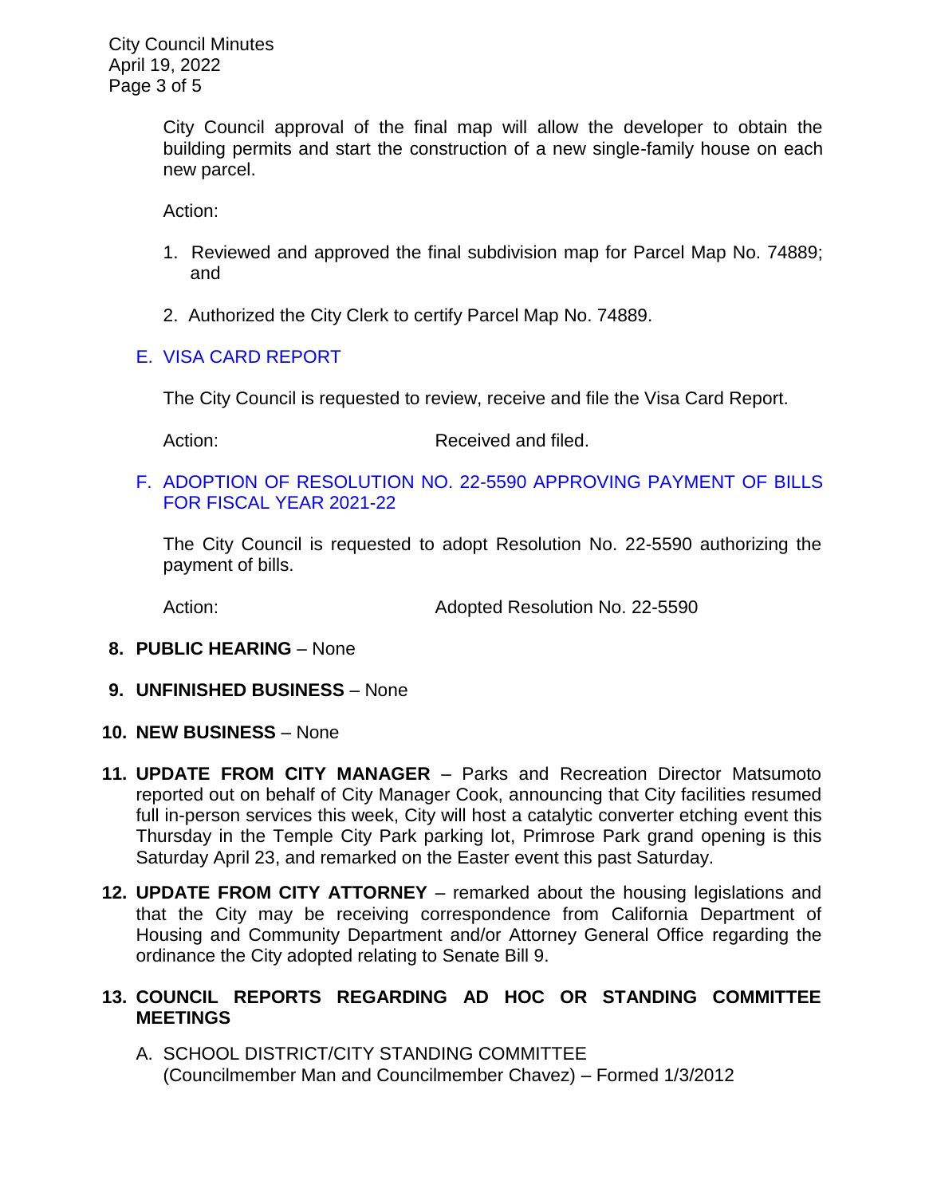City Council approval of the final map will allow the developer to obtain the building permits and start the construction of a new single-family house on each new parcel.

Action:

1. Reviewed and approved the final subdivision map for Parcel Map No. 74889; and
2. Authorized the City Clerk to certify Parcel Map No. 74889.

E. VISA CARD REPORT

The City Council is requested to review, receive and file the Visa Card Report.

Action: Received and filed.

F. ADOPTION OF RESOLUTION NO. 22-5590 APPROVING PAYMENT OF BILLS FOR FISCAL YEAR 2021-22

The City Council is requested to adopt Resolution No. 22-5590 authorizing the payment of bills.

Action: Adopted Resolution No. 22-5590

**8. PUBLIC HEARING** – None

**9. UNFINISHED BUSINESS** – None

**10. NEW BUSINESS** – None

**11. UPDATE FROM CITY MANAGER** – Parks and Recreation Director Matsumoto reported out on behalf of City Manager Cook, announcing that City facilities resumed full in-person services this week, City will host a catalytic converter etching event this Thursday in the Temple City Park parking lot, Primrose Park grand opening is this Saturday April 23, and remarked on the Easter event this past Saturday.

**12. UPDATE FROM CITY ATTORNEY** – remarked about the housing legislations and that the City may be receiving correspondence from California Department of Housing and Community Department and/or Attorney General Office regarding the ordinance the City adopted relating to Senate Bill 9.

**13. COUNCIL REPORTS REGARDING AD HOC OR STANDING COMMITTEE MEETINGS**

A. SCHOOL DISTRICT/CITY STANDING COMMITTEE
(Councilmember Man and Councilmember Chavez) – Formed 1/3/2012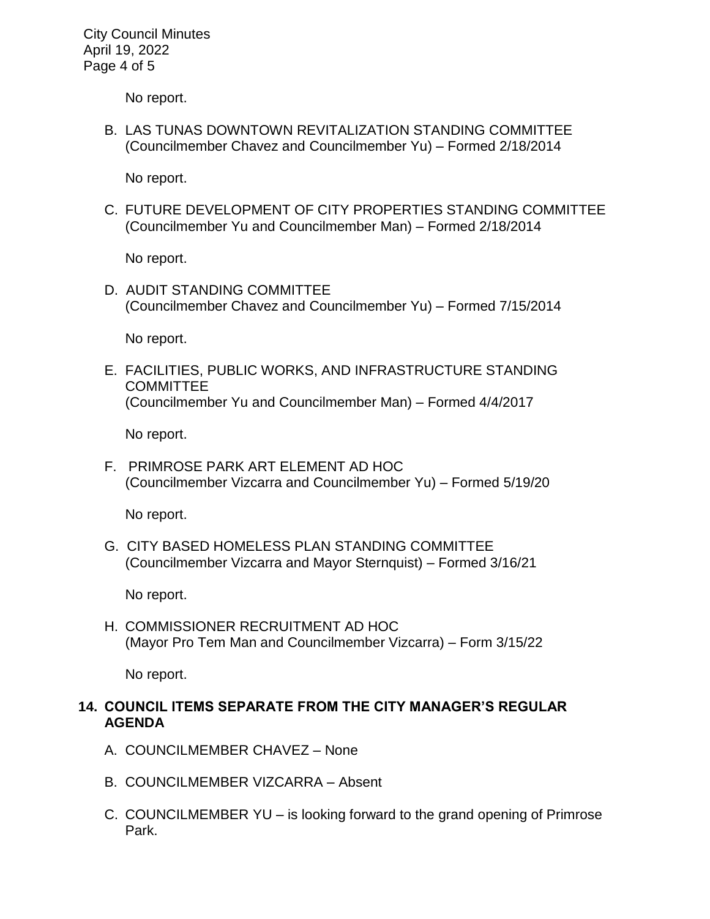No report.

B. LAS TUNAS DOWNTOWN REVITALIZATION STANDING COMMITTEE (Councilmember Chavez and Councilmember Yu) – Formed 2/18/2014

No report.

C. FUTURE DEVELOPMENT OF CITY PROPERTIES STANDING COMMITTEE (Councilmember Yu and Councilmember Man) – Formed 2/18/2014

No report.

D. AUDIT STANDING COMMITTEE (Councilmember Chavez and Councilmember Yu) – Formed 7/15/2014

No report.

E. FACILITIES, PUBLIC WORKS, AND INFRASTRUCTURE STANDING COMMITTEE (Councilmember Yu and Councilmember Man) – Formed 4/4/2017

No report.

F. PRIMROSE PARK ART ELEMENT AD HOC (Councilmember Vizcarra and Councilmember Yu) – Formed 5/19/20

No report.

G. CITY BASED HOMELESS PLAN STANDING COMMITTEE (Councilmember Vizcarra and Mayor Sternquist) – Formed 3/16/21

No report.

H. COMMISSIONER RECRUITMENT AD HOC (Mayor Pro Tem Man and Councilmember Vizcarra) – Form 3/15/22

No report.

## 14. COUNCIL ITEMS SEPARATE FROM THE CITY MANAGER'S REGULAR AGENDA

A. COUNCILMEMBER CHAVEZ – None

B. COUNCILMEMBER VIZCARRA – Absent

C. COUNCILMEMBER YU – is looking forward to the grand opening of Primrose Park.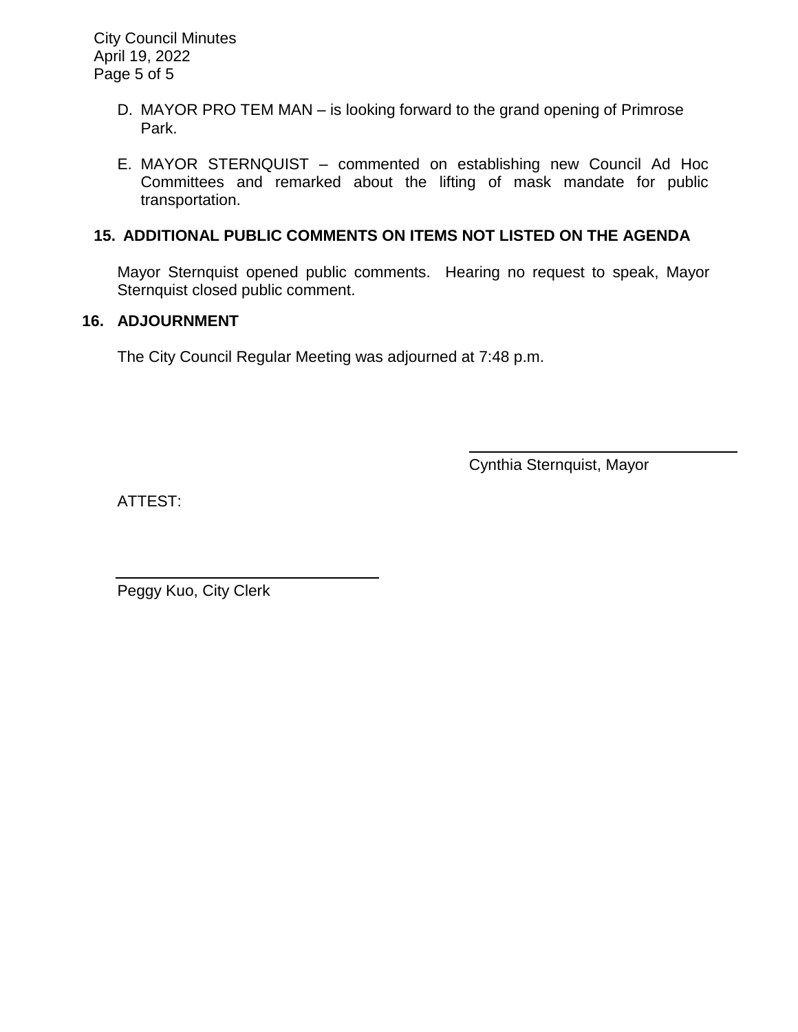D. MAYOR PRO TEM MAN – is looking forward to the grand opening of Primrose Park.

E. MAYOR STERNQUIST – commented on establishing new Council Ad Hoc Committees and remarked about the lifting of mask mandate for public transportation.

## 15. ADDITIONAL PUBLIC COMMENTS ON ITEMS NOT LISTED ON THE AGENDA

Mayor Sternquist opened public comments. Hearing no request to speak, Mayor Sternquist closed public comment.

## 16. ADJOURNMENT

The City Council Regular Meeting was adjourned at 7:48 p.m.

\_\_\_\_\_\_\_\_\_\_\_\_\_\_\_\_\_\_\_\_\_\_\_\_\_\_\_\_\_\_\_\_
Cynthia Sternquist, Mayor

ATTEST:

\_\_\_\_\_\_\_\_\_\_\_\_\_\_\_\_\_\_\_\_\_\_\_\_\_\_\_\_\_\_\_\_
Peggy Kuo, City Clerk